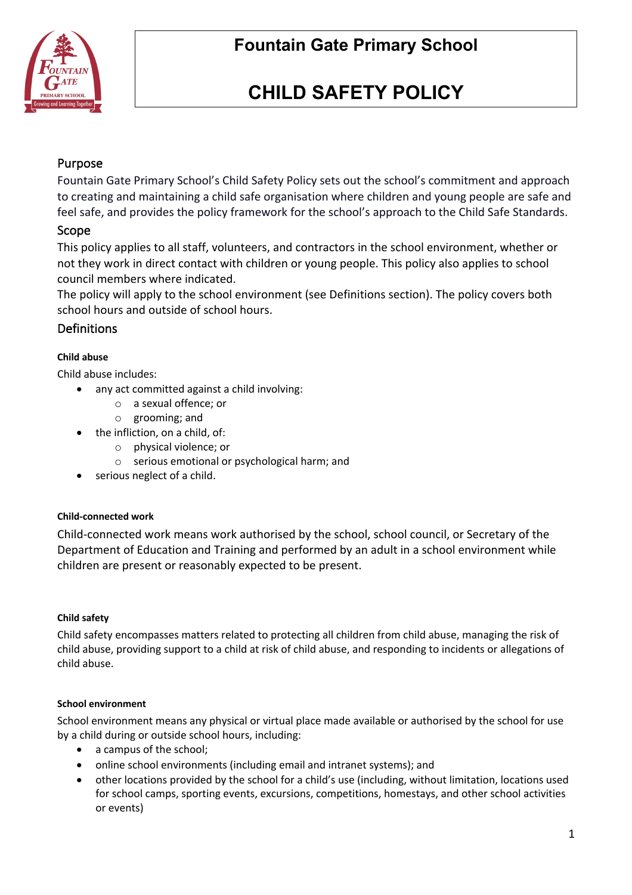# Fountain Gate Primary School

# CHILD SAFETY POLICY

## Purpose

Fountain Gate Primary School's Child Safety Policy sets out the school's commitment and approach to creating and maintaining a child safe organisation where children and young people are safe and feel safe, and provides the policy framework for the school's approach to the Child Safe Standards.

## Scope

This policy applies to all staff, volunteers, and contractors in the school environment, whether or not they work in direct contact with children or young people. This policy also applies to school council members where indicated.

The policy will apply to the school environment (see Definitions section). The policy covers both school hours and outside of school hours.

## Definitions

#### Child abuse

Child abuse includes:

- any act committed against a child involving:
  - a sexual offence; or
  - grooming; and
- the infliction, on a child, of:
  - physical violence; or
  - serious emotional or psychological harm; and
- serious neglect of a child.

#### Child-connected work

Child-connected work means work authorised by the school, school council, or Secretary of the Department of Education and Training and performed by an adult in a school environment while children are present or reasonably expected to be present.

#### Child safety

Child safety encompasses matters related to protecting all children from child abuse, managing the risk of child abuse, providing support to a child at risk of child abuse, and responding to incidents or allegations of child abuse.

#### School environment

School environment means any physical or virtual place made available or authorised by the school for use by a child during or outside school hours, including:

- a campus of the school;
- online school environments (including email and intranet systems); and
- other locations provided by the school for a child's use (including, without limitation, locations used for school camps, sporting events, excursions, competitions, homestays, and other school activities or events)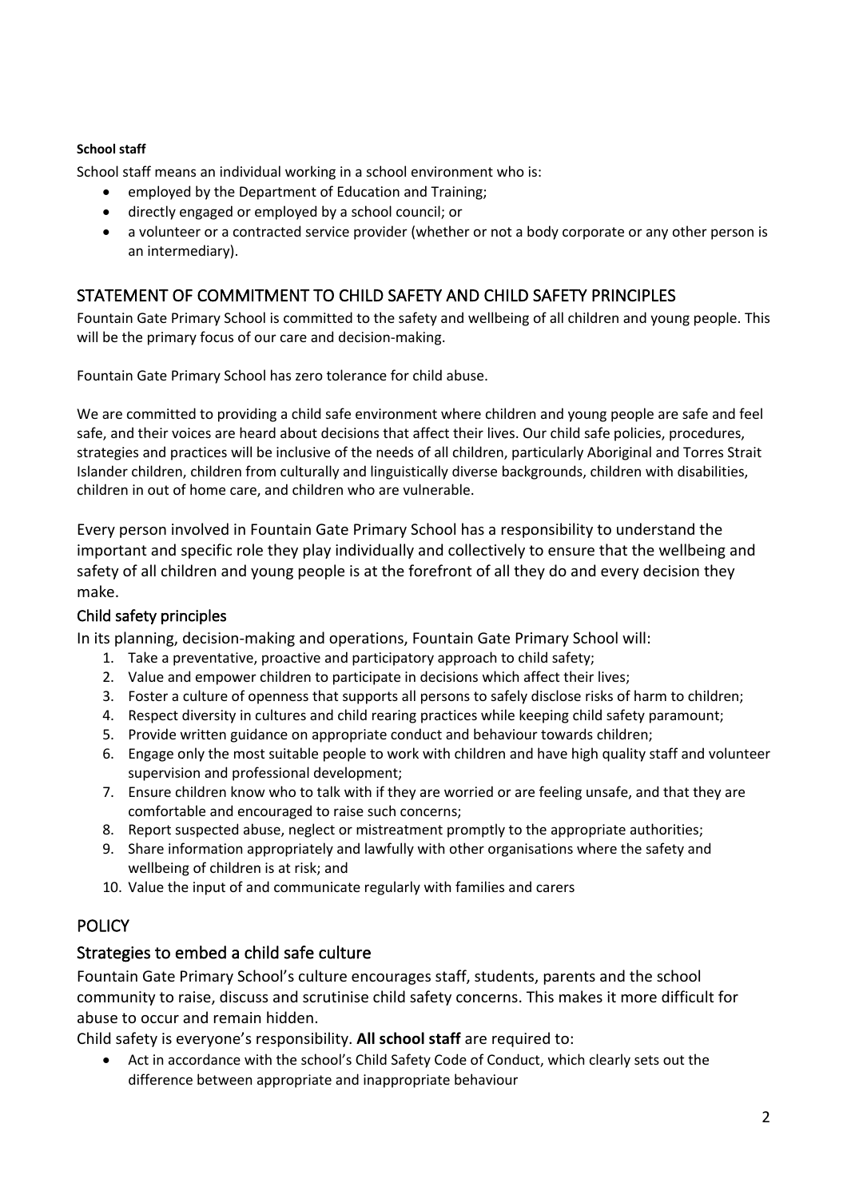**School staff**

School staff means an individual working in a school environment who is:

- employed by the Department of Education and Training;
- directly engaged or employed by a school council; or
- a volunteer or a contracted service provider (whether or not a body corporate or any other person is an intermediary).

## STATEMENT OF COMMITMENT TO CHILD SAFETY AND CHILD SAFETY PRINCIPLES

Fountain Gate Primary School is committed to the safety and wellbeing of all children and young people. This will be the primary focus of our care and decision-making.

Fountain Gate Primary School has zero tolerance for child abuse.

We are committed to providing a child safe environment where children and young people are safe and feel safe, and their voices are heard about decisions that affect their lives. Our child safe policies, procedures, strategies and practices will be inclusive of the needs of all children, particularly Aboriginal and Torres Strait Islander children, children from culturally and linguistically diverse backgrounds, children with disabilities, children in out of home care, and children who are vulnerable.

Every person involved in Fountain Gate Primary School has a responsibility to understand the important and specific role they play individually and collectively to ensure that the wellbeing and safety of all children and young people is at the forefront of all they do and every decision they make.

### Child safety principles

In its planning, decision-making and operations, Fountain Gate Primary School will:

1. Take a preventative, proactive and participatory approach to child safety;
2. Value and empower children to participate in decisions which affect their lives;
3. Foster a culture of openness that supports all persons to safely disclose risks of harm to children;
4. Respect diversity in cultures and child rearing practices while keeping child safety paramount;
5. Provide written guidance on appropriate conduct and behaviour towards children;
6. Engage only the most suitable people to work with children and have high quality staff and volunteer supervision and professional development;
7. Ensure children know who to talk with if they are worried or are feeling unsafe, and that they are comfortable and encouraged to raise such concerns;
8. Report suspected abuse, neglect or mistreatment promptly to the appropriate authorities;
9. Share information appropriately and lawfully with other organisations where the safety and wellbeing of children is at risk; and
10. Value the input of and communicate regularly with families and carers

## POLICY

### Strategies to embed a child safe culture

Fountain Gate Primary School's culture encourages staff, students, parents and the school community to raise, discuss and scrutinise child safety concerns. This makes it more difficult for abuse to occur and remain hidden.

Child safety is everyone's responsibility. **All school staff** are required to:

- Act in accordance with the school's Child Safety Code of Conduct, which clearly sets out the difference between appropriate and inappropriate behaviour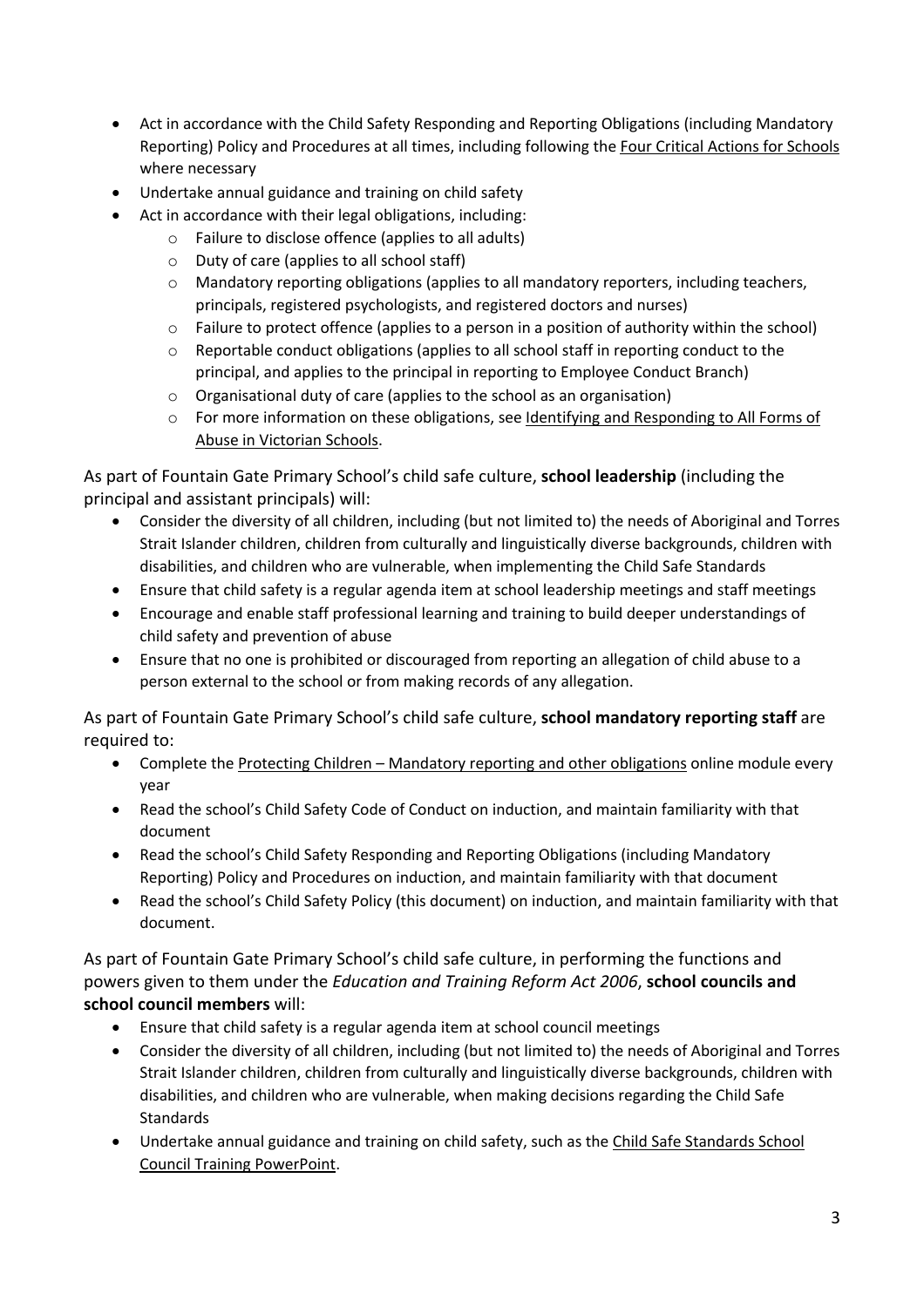- Act in accordance with the Child Safety Responding and Reporting Obligations (including Mandatory Reporting) Policy and Procedures at all times, including following the Four Critical Actions for Schools where necessary
- Undertake annual guidance and training on child safety
- Act in accordance with their legal obligations, including:
  - Failure to disclose offence (applies to all adults)
  - Duty of care (applies to all school staff)
  - Mandatory reporting obligations (applies to all mandatory reporters, including teachers, principals, registered psychologists, and registered doctors and nurses)
  - Failure to protect offence (applies to a person in a position of authority within the school)
  - Reportable conduct obligations (applies to all school staff in reporting conduct to the principal, and applies to the principal in reporting to Employee Conduct Branch)
  - Organisational duty of care (applies to the school as an organisation)
  - For more information on these obligations, see Identifying and Responding to All Forms of Abuse in Victorian Schools.

As part of Fountain Gate Primary School's child safe culture, **school leadership** (including the principal and assistant principals) will:

- Consider the diversity of all children, including (but not limited to) the needs of Aboriginal and Torres Strait Islander children, children from culturally and linguistically diverse backgrounds, children with disabilities, and children who are vulnerable, when implementing the Child Safe Standards
- Ensure that child safety is a regular agenda item at school leadership meetings and staff meetings
- Encourage and enable staff professional learning and training to build deeper understandings of child safety and prevention of abuse
- Ensure that no one is prohibited or discouraged from reporting an allegation of child abuse to a person external to the school or from making records of any allegation.

As part of Fountain Gate Primary School's child safe culture, **school mandatory reporting staff** are required to:

- Complete the Protecting Children – Mandatory reporting and other obligations online module every year
- Read the school's Child Safety Code of Conduct on induction, and maintain familiarity with that document
- Read the school's Child Safety Responding and Reporting Obligations (including Mandatory Reporting) Policy and Procedures on induction, and maintain familiarity with that document
- Read the school's Child Safety Policy (this document) on induction, and maintain familiarity with that document.

As part of Fountain Gate Primary School's child safe culture, in performing the functions and powers given to them under the *Education and Training Reform Act 2006*, **school councils and school council members** will:

- Ensure that child safety is a regular agenda item at school council meetings
- Consider the diversity of all children, including (but not limited to) the needs of Aboriginal and Torres Strait Islander children, children from culturally and linguistically diverse backgrounds, children with disabilities, and children who are vulnerable, when making decisions regarding the Child Safe Standards
- Undertake annual guidance and training on child safety, such as the Child Safe Standards School Council Training PowerPoint.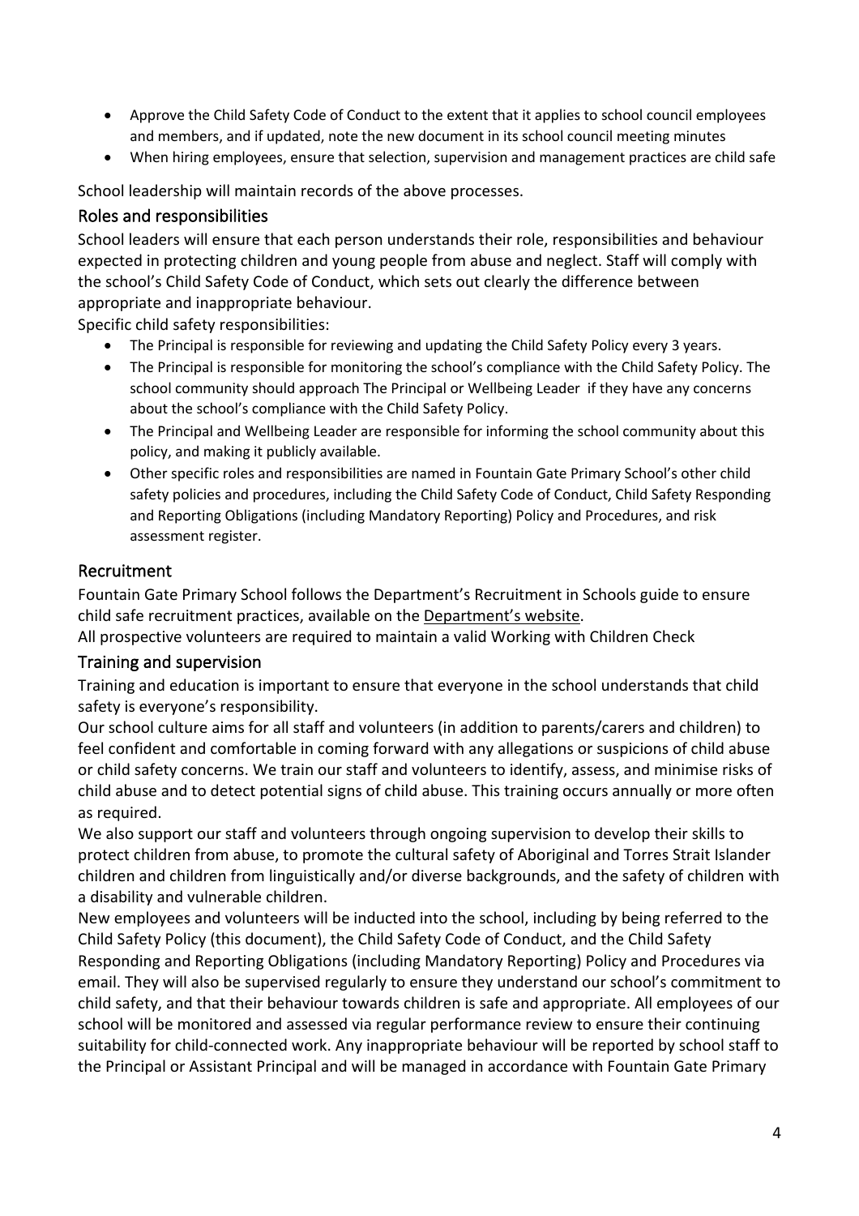- Approve the Child Safety Code of Conduct to the extent that it applies to school council employees and members, and if updated, note the new document in its school council meeting minutes
- When hiring employees, ensure that selection, supervision and management practices are child safe

School leadership will maintain records of the above processes.

## Roles and responsibilities

School leaders will ensure that each person understands their role, responsibilities and behaviour expected in protecting children and young people from abuse and neglect. Staff will comply with the school's Child Safety Code of Conduct, which sets out clearly the difference between appropriate and inappropriate behaviour.

Specific child safety responsibilities:

- The Principal is responsible for reviewing and updating the Child Safety Policy every 3 years.
- The Principal is responsible for monitoring the school's compliance with the Child Safety Policy. The school community should approach The Principal or Wellbeing Leader if they have any concerns about the school's compliance with the Child Safety Policy.
- The Principal and Wellbeing Leader are responsible for informing the school community about this policy, and making it publicly available.
- Other specific roles and responsibilities are named in Fountain Gate Primary School's other child safety policies and procedures, including the Child Safety Code of Conduct, Child Safety Responding and Reporting Obligations (including Mandatory Reporting) Policy and Procedures, and risk assessment register.

## Recruitment

Fountain Gate Primary School follows the Department's Recruitment in Schools guide to ensure child safe recruitment practices, available on the Department's website.

All prospective volunteers are required to maintain a valid Working with Children Check

## Training and supervision

Training and education is important to ensure that everyone in the school understands that child safety is everyone's responsibility.

Our school culture aims for all staff and volunteers (in addition to parents/carers and children) to feel confident and comfortable in coming forward with any allegations or suspicions of child abuse or child safety concerns. We train our staff and volunteers to identify, assess, and minimise risks of child abuse and to detect potential signs of child abuse. This training occurs annually or more often as required.

We also support our staff and volunteers through ongoing supervision to develop their skills to protect children from abuse, to promote the cultural safety of Aboriginal and Torres Strait Islander children and children from linguistically and/or diverse backgrounds, and the safety of children with a disability and vulnerable children.

New employees and volunteers will be inducted into the school, including by being referred to the Child Safety Policy (this document), the Child Safety Code of Conduct, and the Child Safety Responding and Reporting Obligations (including Mandatory Reporting) Policy and Procedures via email. They will also be supervised regularly to ensure they understand our school's commitment to child safety, and that their behaviour towards children is safe and appropriate. All employees of our school will be monitored and assessed via regular performance review to ensure their continuing suitability for child-connected work. Any inappropriate behaviour will be reported by school staff to the Principal or Assistant Principal and will be managed in accordance with Fountain Gate Primary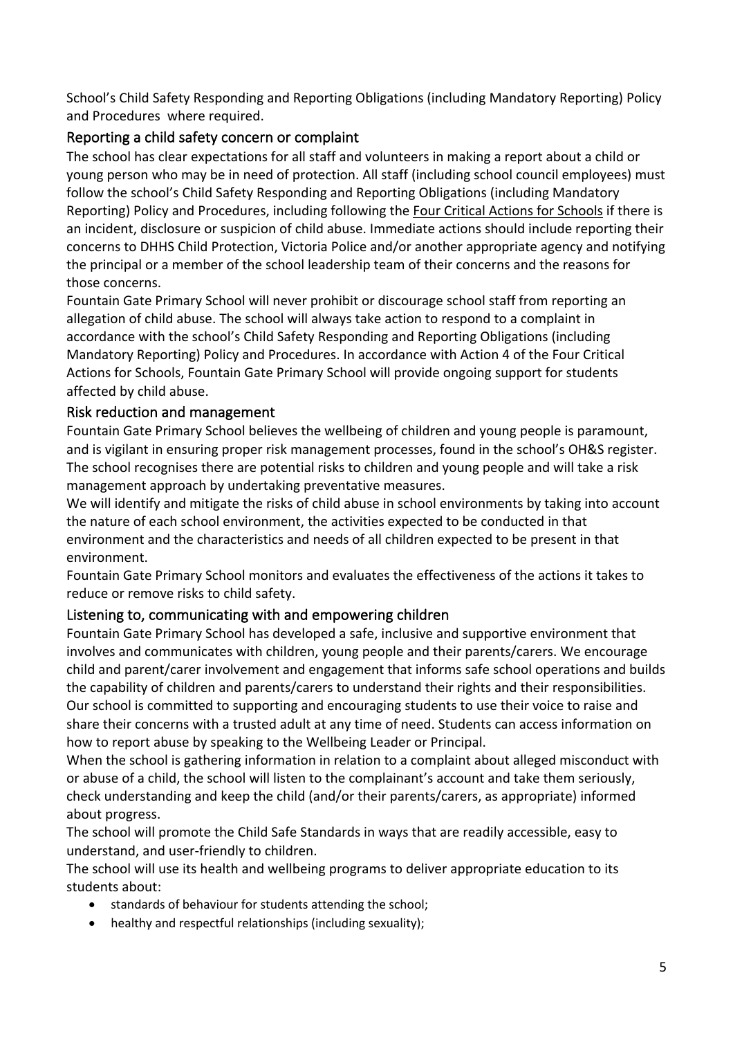School's Child Safety Responding and Reporting Obligations (including Mandatory Reporting) Policy and Procedures where required.

## Reporting a child safety concern or complaint

The school has clear expectations for all staff and volunteers in making a report about a child or young person who may be in need of protection. All staff (including school council employees) must follow the school's Child Safety Responding and Reporting Obligations (including Mandatory Reporting) Policy and Procedures, including following the Four Critical Actions for Schools if there is an incident, disclosure or suspicion of child abuse. Immediate actions should include reporting their concerns to DHHS Child Protection, Victoria Police and/or another appropriate agency and notifying the principal or a member of the school leadership team of their concerns and the reasons for those concerns.

Fountain Gate Primary School will never prohibit or discourage school staff from reporting an allegation of child abuse. The school will always take action to respond to a complaint in accordance with the school's Child Safety Responding and Reporting Obligations (including Mandatory Reporting) Policy and Procedures. In accordance with Action 4 of the Four Critical Actions for Schools, Fountain Gate Primary School will provide ongoing support for students affected by child abuse.

## Risk reduction and management

Fountain Gate Primary School believes the wellbeing of children and young people is paramount, and is vigilant in ensuring proper risk management processes, found in the school's OH&S register. The school recognises there are potential risks to children and young people and will take a risk management approach by undertaking preventative measures.

We will identify and mitigate the risks of child abuse in school environments by taking into account the nature of each school environment, the activities expected to be conducted in that environment and the characteristics and needs of all children expected to be present in that environment.

Fountain Gate Primary School monitors and evaluates the effectiveness of the actions it takes to reduce or remove risks to child safety.

## Listening to, communicating with and empowering children

Fountain Gate Primary School has developed a safe, inclusive and supportive environment that involves and communicates with children, young people and their parents/carers. We encourage child and parent/carer involvement and engagement that informs safe school operations and builds the capability of children and parents/carers to understand their rights and their responsibilities. Our school is committed to supporting and encouraging students to use their voice to raise and share their concerns with a trusted adult at any time of need. Students can access information on how to report abuse by speaking to the Wellbeing Leader or Principal.

When the school is gathering information in relation to a complaint about alleged misconduct with or abuse of a child, the school will listen to the complainant's account and take them seriously, check understanding and keep the child (and/or their parents/carers, as appropriate) informed about progress.

The school will promote the Child Safe Standards in ways that are readily accessible, easy to understand, and user-friendly to children.

The school will use its health and wellbeing programs to deliver appropriate education to its students about:

- standards of behaviour for students attending the school;
- healthy and respectful relationships (including sexuality);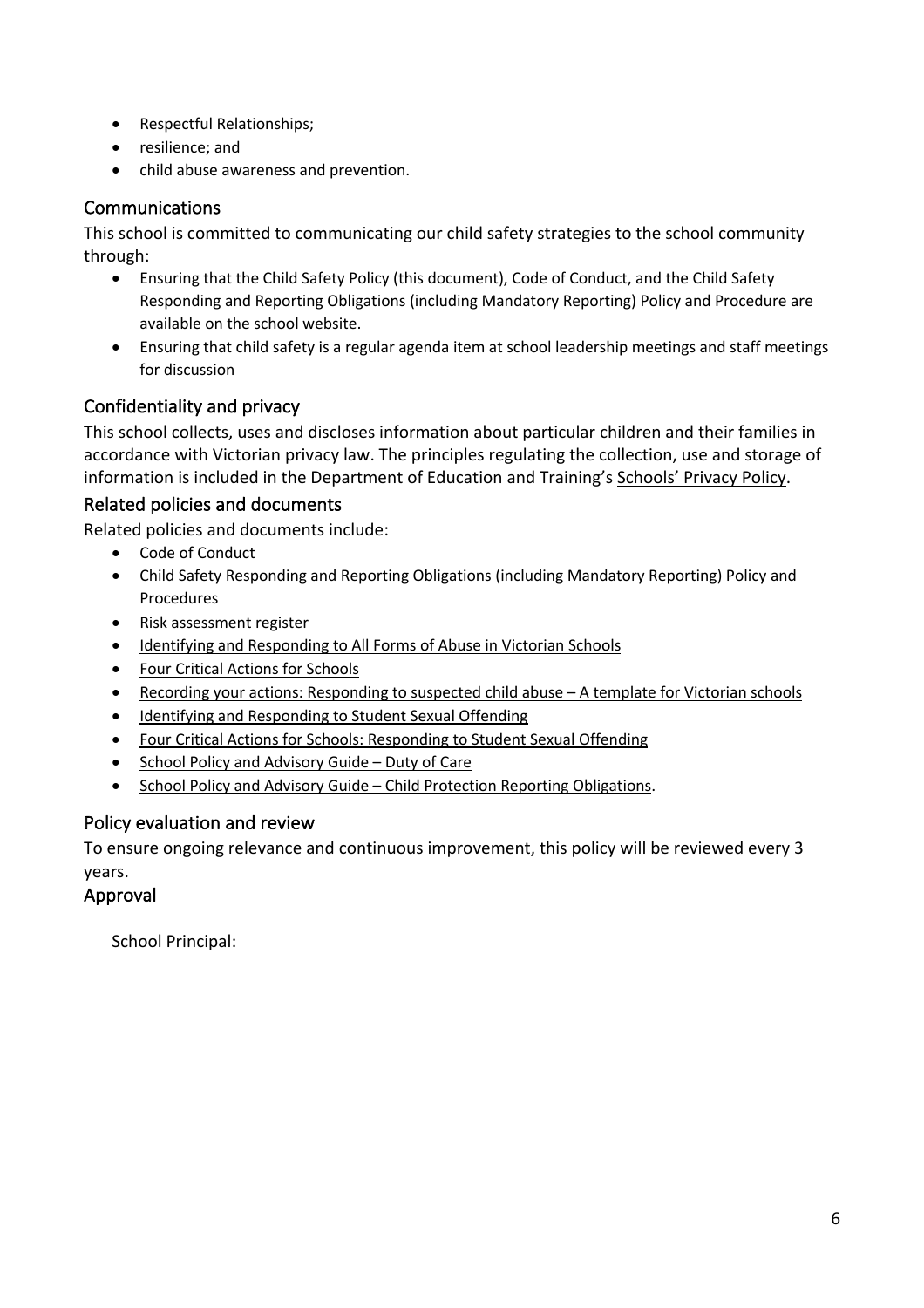- Respectful Relationships;
- resilience; and
- child abuse awareness and prevention.

## Communications

This school is committed to communicating our child safety strategies to the school community through:

- Ensuring that the Child Safety Policy (this document), Code of Conduct, and the Child Safety Responding and Reporting Obligations (including Mandatory Reporting) Policy and Procedure are available on the school website.
- Ensuring that child safety is a regular agenda item at school leadership meetings and staff meetings for discussion

## Confidentiality and privacy

This school collects, uses and discloses information about particular children and their families in accordance with Victorian privacy law. The principles regulating the collection, use and storage of information is included in the Department of Education and Training's Schools' Privacy Policy.

## Related policies and documents

Related policies and documents include:

- Code of Conduct
- Child Safety Responding and Reporting Obligations (including Mandatory Reporting) Policy and Procedures
- Risk assessment register
- Identifying and Responding to All Forms of Abuse in Victorian Schools
- Four Critical Actions for Schools
- Recording your actions: Responding to suspected child abuse – A template for Victorian schools
- Identifying and Responding to Student Sexual Offending
- Four Critical Actions for Schools: Responding to Student Sexual Offending
- School Policy and Advisory Guide – Duty of Care
- School Policy and Advisory Guide – Child Protection Reporting Obligations.

## Policy evaluation and review

To ensure ongoing relevance and continuous improvement, this policy will be reviewed every 3 years.

## Approval

School Principal: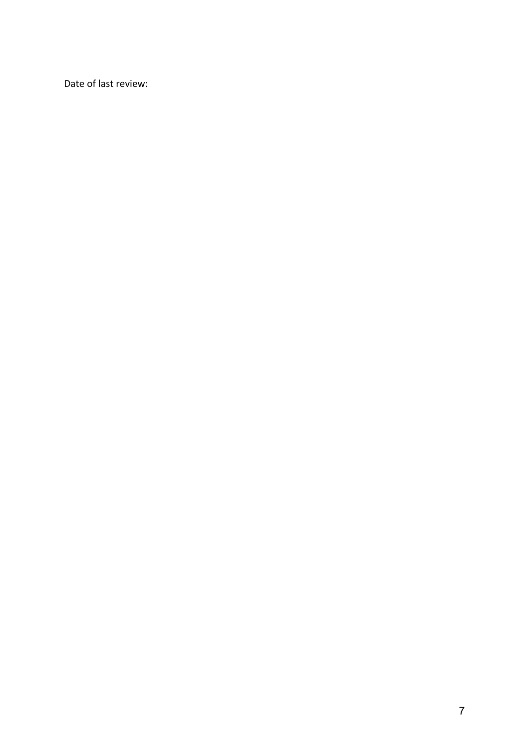Date of last review: